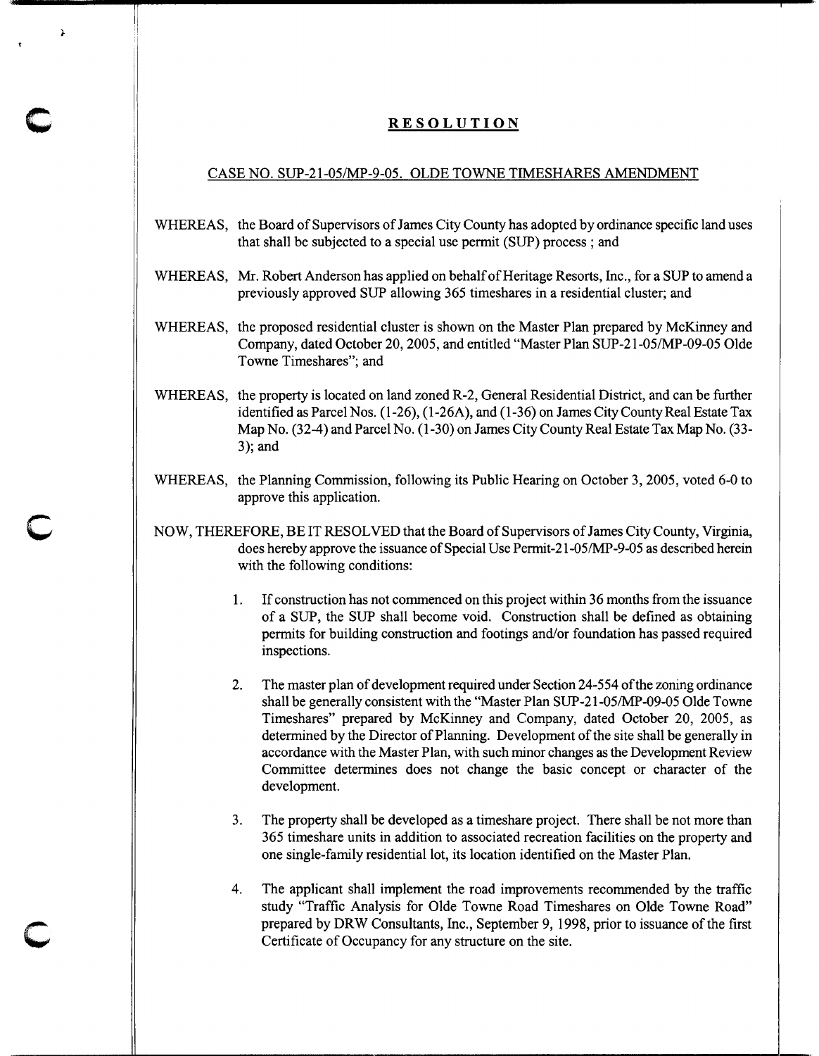# RESOLUTION

## CASE NO. SUP-21-05/MP-9-05. OLDE TOWNE TIMESHARES AMENDMENT

WHEREAS, the Board of Supervisors of James City County has adopted by ordinance specific land uses that shall be subjected to a special use permit (SUP) process ; and

WHEREAS, Mr. Robert Anderson has applied on behalf of Heritage Resorts, Inc., for a SUP to amend a previously approved SUP allowing 365 timeshares in a residential cluster; and

WHEREAS, the proposed residential cluster is shown on the Master Plan prepared by McKinney and Company, dated October 20, 2005, and entitled "Master Plan SUP-21-05/MP-09-05 Olde Towne Timeshares"; and

WHEREAS, the property is located on land zoned R-2, General Residential District, and can be further identified as Parcel Nos. (1-26), (1-26A), and (1-36) on James City County Real Estate Tax Map No. (32-4) and Parcel No. (1-30) on James City County Real Estate Tax Map No. (33-3); and

WHEREAS, the Planning Commission, following its Public Hearing on October 3, 2005, voted 6-0 to approve this application.

NOW, THEREFORE, BE IT RESOLVED that the Board of Supervisors of James City County, Virginia, does hereby approve the issuance of Special Use Permit-21-05/MP-9-05 as described herein with the following conditions:

1. If construction has not commenced on this project within 36 months from the issuance of a SUP, the SUP shall become void. Construction shall be defined as obtaining permits for building construction and footings and/or foundation has passed required inspections.

2. The master plan of development required under Section 24-554 of the zoning ordinance shall be generally consistent with the "Master Plan SUP-21-05/MP-09-05 Olde Towne Timeshares" prepared by McKinney and Company, dated October 20, 2005, as determined by the Director of Planning. Development of the site shall be generally in accordance with the Master Plan, with such minor changes as the Development Review Committee determines does not change the basic concept or character of the development.

3. The property shall be developed as a timeshare project. There shall be not more than 365 timeshare units in addition to associated recreation facilities on the property and one single-family residential lot, its location identified on the Master Plan.

4. The applicant shall implement the road improvements recommended by the traffic study "Traffic Analysis for Olde Towne Road Timeshares on Olde Towne Road" prepared by DRW Consultants, Inc., September 9, 1998, prior to issuance of the first Certificate of Occupancy for any structure on the site.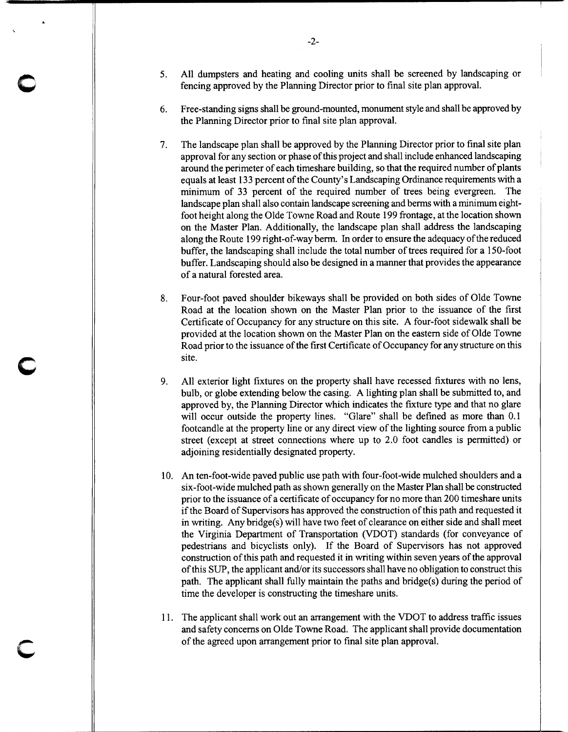5. All dumpsters and heating and cooling units shall be screened by landscaping or fencing approved by the Planning Director prior to final site plan approval.

6. Free-standing signs shall be ground-mounted, monument style and shall be approved by the Planning Director prior to final site plan approval.

7. The landscape plan shall be approved by the Planning Director prior to final site plan approval for any section or phase of this project and shall include enhanced landscaping around the perimeter of each timeshare building, so that the required number of plants equals at least 133 percent of the County's Landscaping Ordinance requirements with a minimum of 33 percent of the required number of trees being evergreen. The landscape plan shall also contain landscape screening and berms with a minimum eight-foot height along the Olde Towne Road and Route 199 frontage, at the location shown on the Master Plan. Additionally, the landscape plan shall address the landscaping along the Route 199 right-of-way berm. In order to ensure the adequacy of the reduced buffer, the landscaping shall include the total number of trees required for a 150-foot buffer. Landscaping should also be designed in a manner that provides the appearance of a natural forested area.

8. Four-foot paved shoulder bikeways shall be provided on both sides of Olde Towne Road at the location shown on the Master Plan prior to the issuance of the first Certificate of Occupancy for any structure on this site. A four-foot sidewalk shall be provided at the location shown on the Master Plan on the eastern side of Olde Towne Road prior to the issuance of the first Certificate of Occupancy for any structure on this site.

9. All exterior light fixtures on the property shall have recessed fixtures with no lens, bulb, or globe extending below the casing. A lighting plan shall be submitted to, and approved by, the Planning Director which indicates the fixture type and that no glare will occur outside the property lines. "Glare" shall be defined as more than 0.1 footcandle at the property line or any direct view of the lighting source from a public street (except at street connections where up to 2.0 foot candles is permitted) or adjoining residentially designated property.

10. An ten-foot-wide paved public use path with four-foot-wide mulched shoulders and a six-foot-wide mulched path as shown generally on the Master Plan shall be constructed prior to the issuance of a certificate of occupancy for no more than 200 timeshare units if the Board of Supervisors has approved the construction of this path and requested it in writing. Any bridge(s) will have two feet of clearance on either side and shall meet the Virginia Department of Transportation (VDOT) standards (for conveyance of pedestrians and bicyclists only). If the Board of Supervisors has not approved construction of this path and requested it in writing within seven years of the approval of this SUP, the applicant and/or its successors shall have no obligation to construct this path. The applicant shall fully maintain the paths and bridge(s) during the period of time the developer is constructing the timeshare units.

11. The applicant shall work out an arrangement with the VDOT to address traffic issues and safety concerns on Olde Towne Road. The applicant shall provide documentation of the agreed upon arrangement prior to final site plan approval.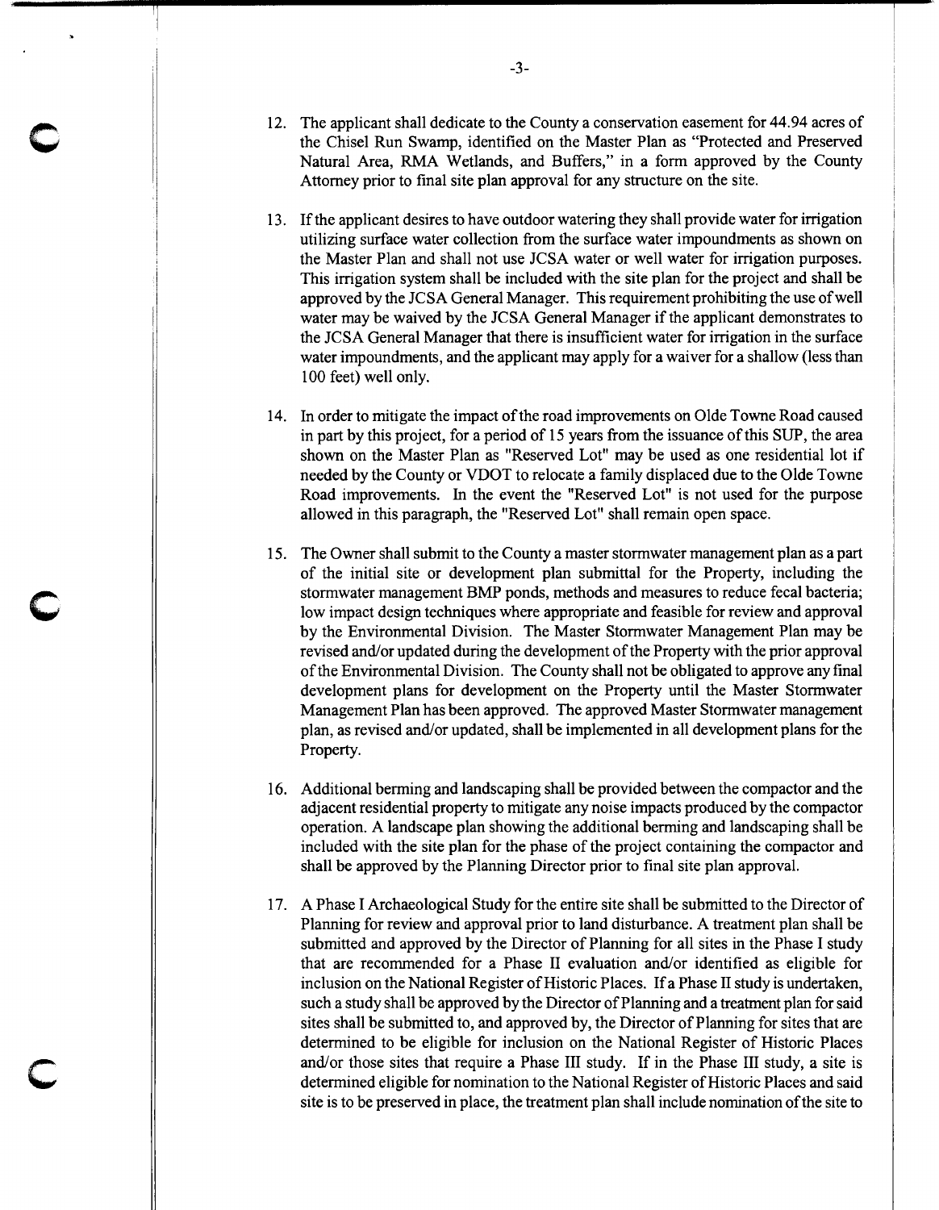12. The applicant shall dedicate to the County a conservation easement for 44.94 acres of the Chisel Run Swamp, identified on the Master Plan as "Protected and Preserved Natural Area, RMA Wetlands, and Buffers," in a form approved by the County Attorney prior to final site plan approval for any structure on the site.

13. If the applicant desires to have outdoor watering they shall provide water for irrigation utilizing surface water collection from the surface water impoundments as shown on the Master Plan and shall not use JCSA water or well water for irrigation purposes. This irrigation system shall be included with the site plan for the project and shall be approved by the JCSA General Manager. This requirement prohibiting the use of well water may be waived by the JCSA General Manager if the applicant demonstrates to the JCSA General Manager that there is insufficient water for irrigation in the surface water impoundments, and the applicant may apply for a waiver for a shallow (less than 100 feet) well only.

14. In order to mitigate the impact of the road improvements on Olde Towne Road caused in part by this project, for a period of 15 years from the issuance of this SUP, the area shown on the Master Plan as "Reserved Lot" may be used as one residential lot if needed by the County or VDOT to relocate a family displaced due to the Olde Towne Road improvements. In the event the "Reserved Lot" is not used for the purpose allowed in this paragraph, the "Reserved Lot" shall remain open space.

15. The Owner shall submit to the County a master stormwater management plan as a part of the initial site or development plan submittal for the Property, including the stormwater management BMP ponds, methods and measures to reduce fecal bacteria; low impact design techniques where appropriate and feasible for review and approval by the Environmental Division. The Master Stormwater Management Plan may be revised and/or updated during the development of the Property with the prior approval of the Environmental Division. The County shall not be obligated to approve any final development plans for development on the Property until the Master Stormwater Management Plan has been approved. The approved Master Stormwater management plan, as revised and/or updated, shall be implemented in all development plans for the Property.

16. Additional berming and landscaping shall be provided between the compactor and the adjacent residential property to mitigate any noise impacts produced by the compactor operation. A landscape plan showing the additional berming and landscaping shall be included with the site plan for the phase of the project containing the compactor and shall be approved by the Planning Director prior to final site plan approval.

17. A Phase I Archaeological Study for the entire site shall be submitted to the Director of Planning for review and approval prior to land disturbance. A treatment plan shall be submitted and approved by the Director of Planning for all sites in the Phase I study that are recommended for a Phase II evaluation and/or identified as eligible for inclusion on the National Register of Historic Places. If a Phase II study is undertaken, such a study shall be approved by the Director of Planning and a treatment plan for said sites shall be submitted to, and approved by, the Director of Planning for sites that are determined to be eligible for inclusion on the National Register of Historic Places and/or those sites that require a Phase III study. If in the Phase III study, a site is determined eligible for nomination to the National Register of Historic Places and said site is to be preserved in place, the treatment plan shall include nomination of the site to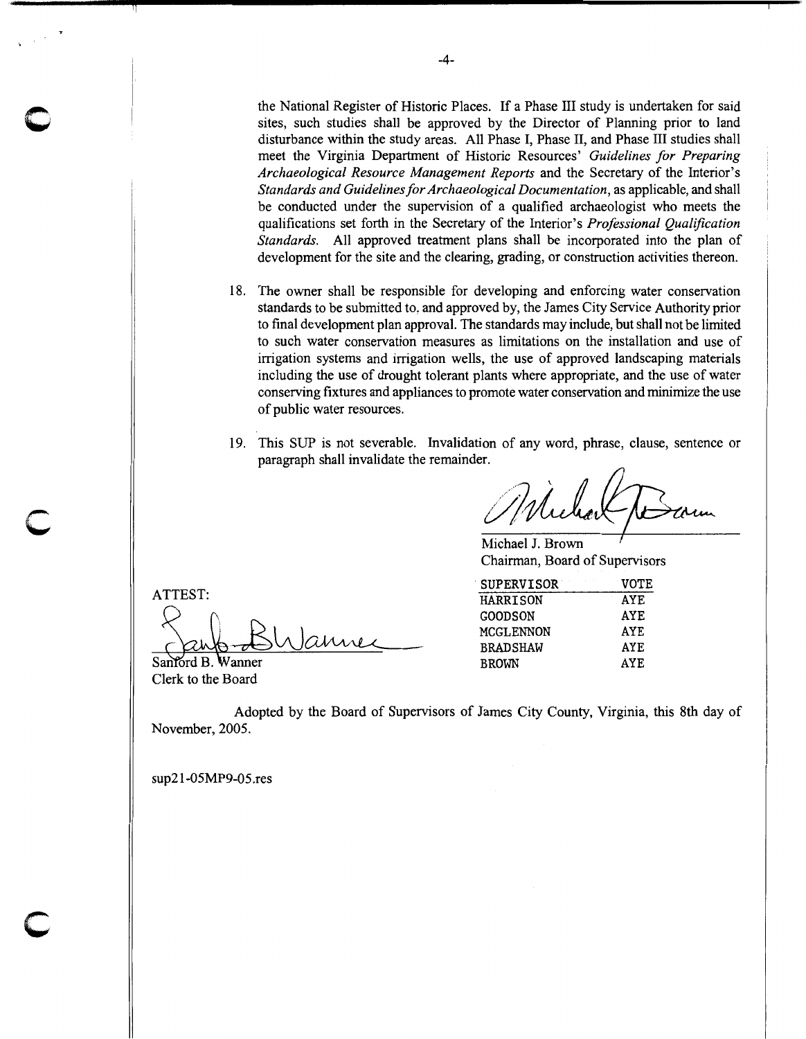the National Register of Historic Places. If a Phase III study is undertaken for said sites, such studies shall be approved by the Director of Planning prior to land disturbance within the study areas. All Phase I, Phase II, and Phase III studies shall meet the Virginia Department of Historic Resources' *Guidelines for Preparing Archaeological Resource Management Reports* and the Secretary of the Interior's *Standards and Guidelines for Archaeological Documentation*, as applicable, and shall be conducted under the supervision of a qualified archaeologist who meets the qualifications set forth in the Secretary of the Interior's *Professional Qualification Standards*. All approved treatment plans shall be incorporated into the plan of development for the site and the clearing, grading, or construction activities thereon.

18. The owner shall be responsible for developing and enforcing water conservation standards to be submitted to, and approved by, the James City Service Authority prior to final development plan approval. The standards may include, but shall not be limited to such water conservation measures as limitations on the installation and use of irrigation systems and irrigation wells, the use of approved landscaping materials including the use of drought tolerant plants where appropriate, and the use of water conserving fixtures and appliances to promote water conservation and minimize the use of public water resources.

19. This SUP is not severable. Invalidation of any word, phrase, clause, sentence or paragraph shall invalidate the remainder.

Michael J. Brown
Chairman, Board of Supervisors

| SUPERVISOR | VOTE |
|---|---|
| HARRISON | AYE |
| GOODSON | AYE |
| MCGLENNON | AYE |
| BRADSHAW | AYE |
| BROWN | AYE |

ATTEST:

Sanford B. Wanner
Clerk to the Board

Adopted by the Board of Supervisors of James City County, Virginia, this 8th day of November, 2005.

sup21-05MP9-05.res